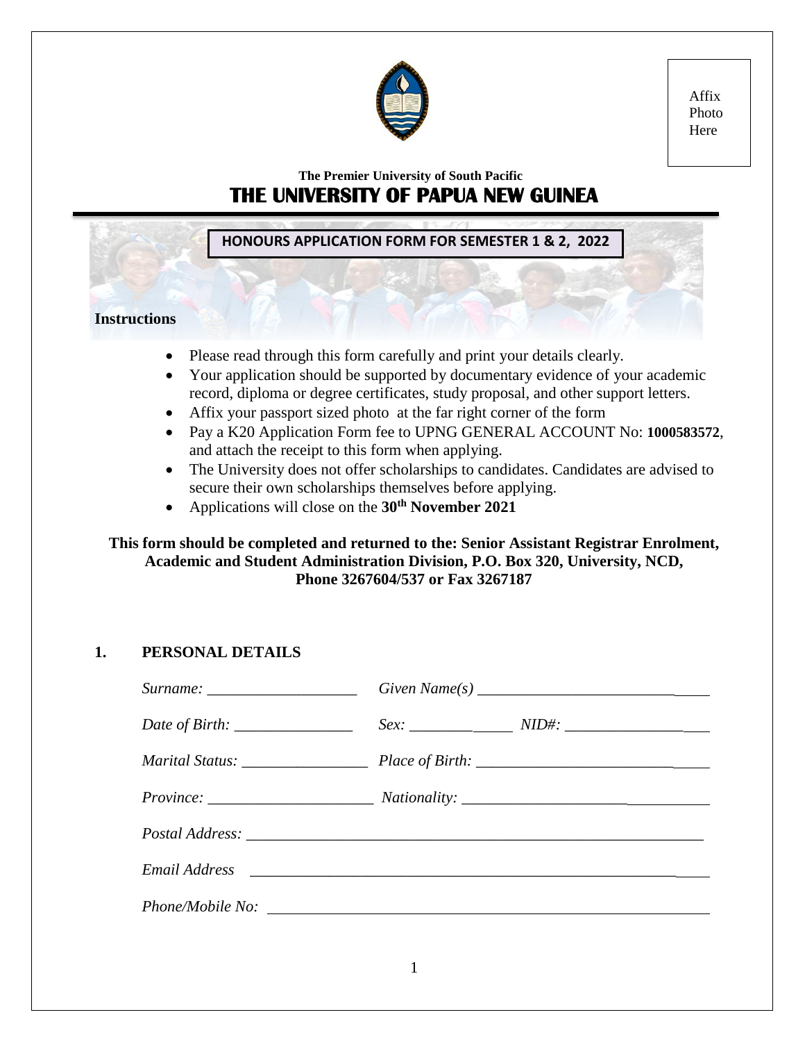Affix Photo Here

**The Premier University of South Pacific**

# THE UNIVERSITY OF PAPUA NEW GUINEA

## HONOURS APPLICATION FORM FOR SEMESTER 1 & 2, 2022

**Instructions**

- Please read through this form carefully and print your details clearly.
- Your application should be supported by documentary evidence of your academic record, diploma or degree certificates, study proposal, and other support letters.
- Affix your passport sized photo at the far right corner of the form
- Pay a K20 Application Form fee to UPNG GENERAL ACCOUNT No: **1000583572**, and attach the receipt to this form when applying.
- The University does not offer scholarships to candidates. Candidates are advised to secure their own scholarships themselves before applying.
- Applications will close on the **30th November 2021**

**This form should be completed and returned to the: Senior Assistant Registrar Enrolment, Academic and Student Administration Division, P.O. Box 320, University, NCD, Phone 3267604/537 or Fax 3267187**

## 1. PERSONAL DETAILS

*Surname:* ___________________ *Given Name(s)* ______________________________

*Date of Birth:* _______________ *Sex:* _____________ *NID#:* ___________________

*Marital Status:* ________________ *Place of Birth:* ______________________________

*Province:* _____________________ *Nationality:* ________________________________

*Postal Address:* ______________________________________________________________

*Email Address* ______________________________________________________________

*Phone/Mobile No:* ____________________________________________________________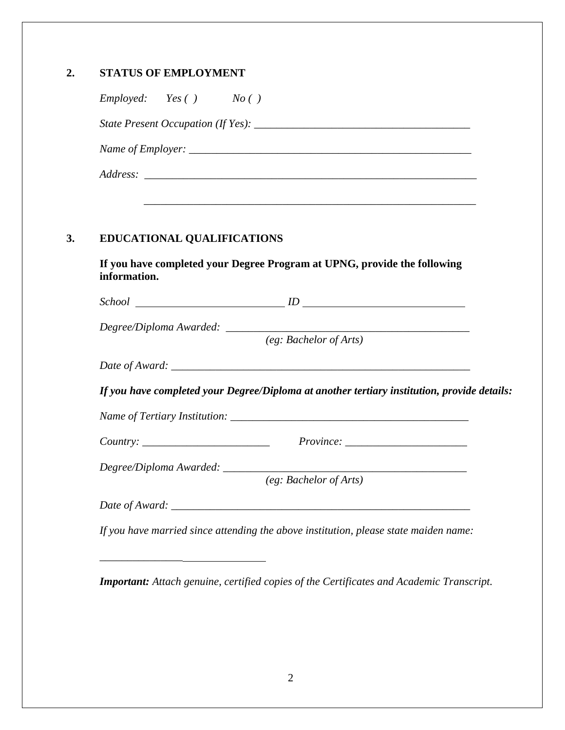## 2. STATUS OF EMPLOYMENT

*Employed: Yes ( ) No ( )*

*State Present Occupation (If Yes):* ________________________________________

*Name of Employer:* ____________________________________________________

*Address:* ____________________________________________________________

____________________________________________________________

## 3. EDUCATIONAL QUALIFICATIONS

**If you have completed your Degree Program at UPNG, provide the following information.**

*School* ____________________________ *ID* ______________________________

*Degree/Diploma Awarded:* _____________________________________________
*(eg: Bachelor of Arts)*

*Date of Award:* _______________________________________________________

***If you have completed your Degree/Diploma at another tertiary institution, provide details:***

*Name of Tertiary Institution:* _____________________________________________

*Country:* _______________________ *Province:* ______________________

*Degree/Diploma Awarded:* _____________________________________________
*(eg: Bachelor of Arts)*

*Date of Award:* _______________________________________________________

*If you have married since attending the above institution, please state maiden name:*

______________________________

***Important:** Attach genuine, certified copies of the Certificates and Academic Transcript.*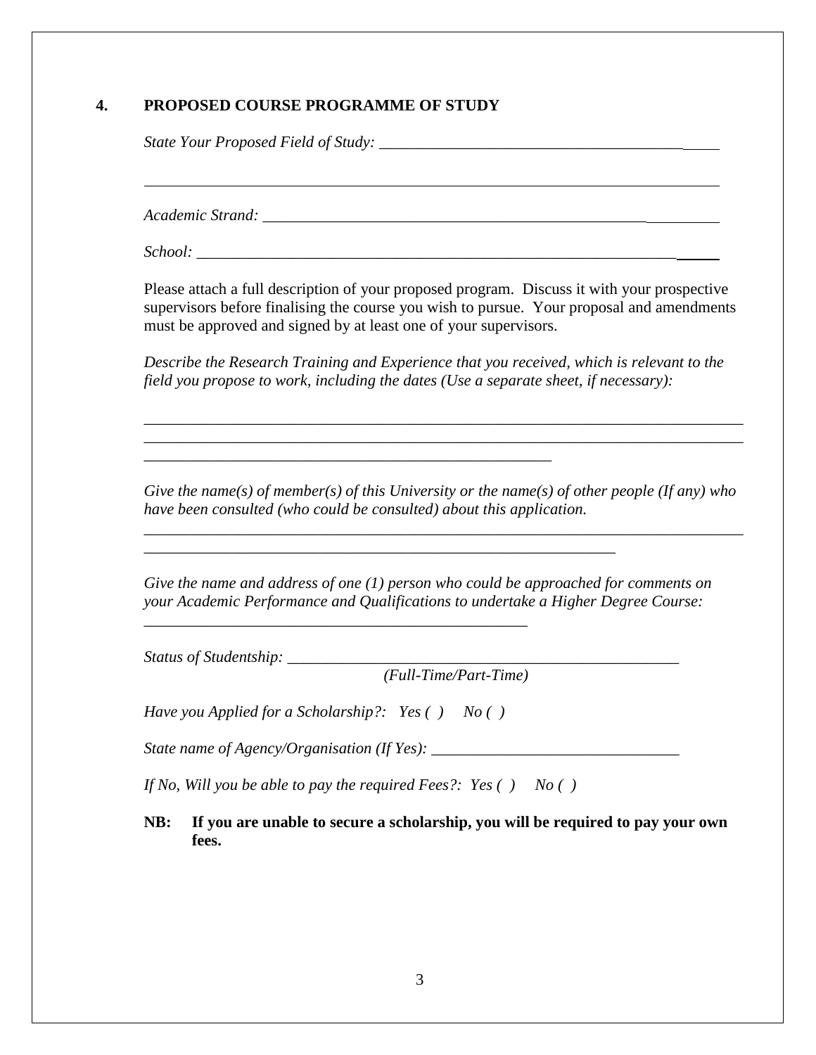## 4. PROPOSED COURSE PROGRAMME OF STUDY

*State Your Proposed Field of Study:* _______________________________________________

_________________________________________________________________________

*Academic Strand:* ______________________________________________________________

*School:* _____________________________________________________________________

Please attach a full description of your proposed program. Discuss it with your prospective supervisors before finalising the course you wish to pursue. Your proposal and amendments must be approved and signed by at least one of your supervisors.

*Describe the Research Training and Experience that you received, which is relevant to the field you propose to work, including the dates (Use a separate sheet, if necessary):*

_____________________________________________________________________________
_____________________________________________________________________________
_____________________________________________________

*Give the name(s) of member(s) of this University or the name(s) of other people (If any) who have been consulted (who could be consulted) about this application.*

_____________________________________________________________________________
_____________________________________________________________

*Give the name and address of one (1) person who could be approached for comments on your Academic Performance and Qualifications to undertake a Higher Degree Course:*

__________________________________________________

*Status of Studentship:* __________________________________________________
*(Full-Time/Part-Time)*

*Have you Applied for a Scholarship?: Yes ( ) No ( )*

*State name of Agency/Organisation (If Yes):* _________________________________

*If No, Will you be able to pay the required Fees?: Yes ( ) No ( )*

**NB: If you are unable to secure a scholarship, you will be required to pay your own fees.**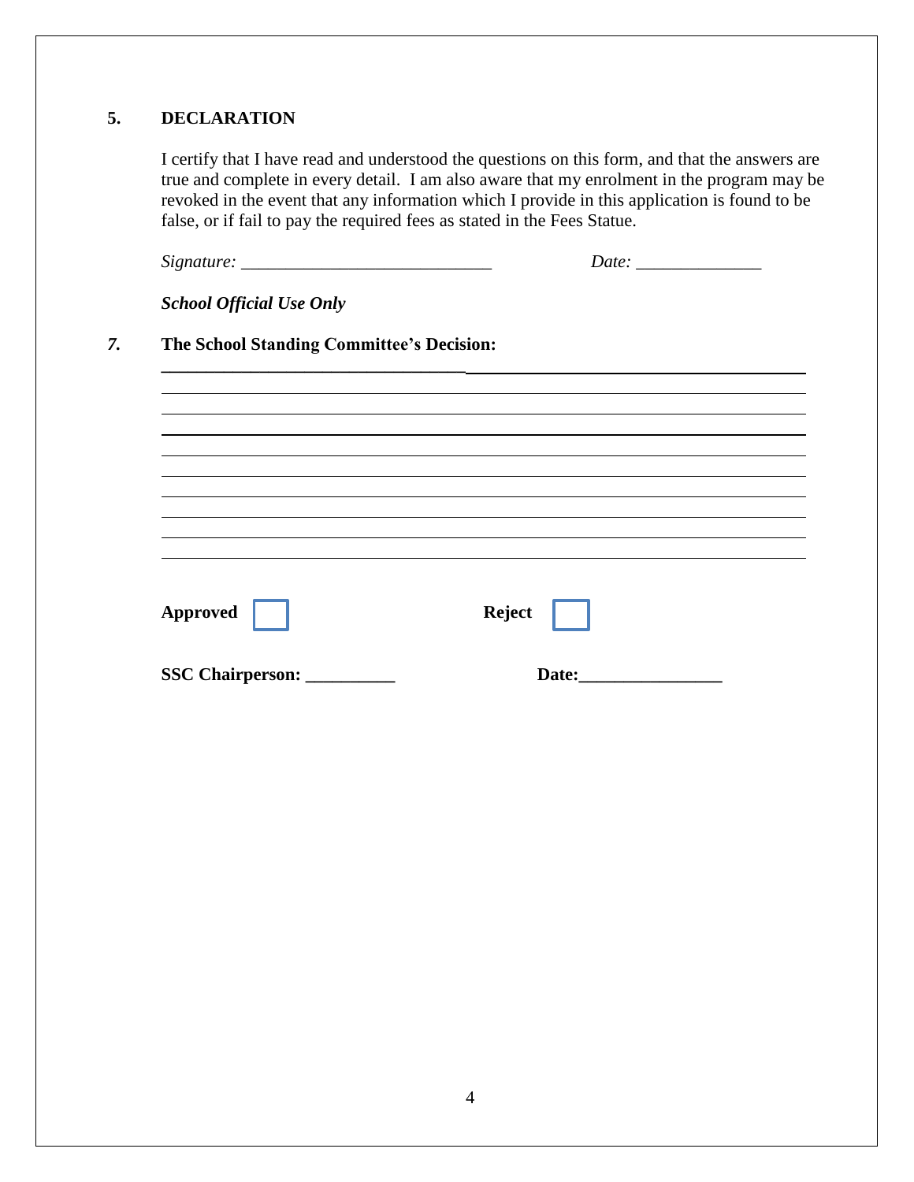## 5. DECLARATION

I certify that I have read and understood the questions on this form, and that the answers are true and complete in every detail. I am also aware that my enrolment in the program may be revoked in the event that any information which I provide in this application is found to be false, or if fail to pay the required fees as stated in the Fees Statue.

*Signature:* ____________________________ *Date:* ______________

***School Official Use Only***

## *7.* The School Standing Committee's Decision:

____________________________________________________________________________

____________________________________________________________________________

____________________________________________________________________________

____________________________________________________________________________

____________________________________________________________________________

____________________________________________________________________________

____________________________________________________________________________

____________________________________________________________________________

____________________________________________________________________________

____________________________________________________________________________

**Approved** ☐ **Reject** ☐

**SSC Chairperson: __________** **Date:________________**